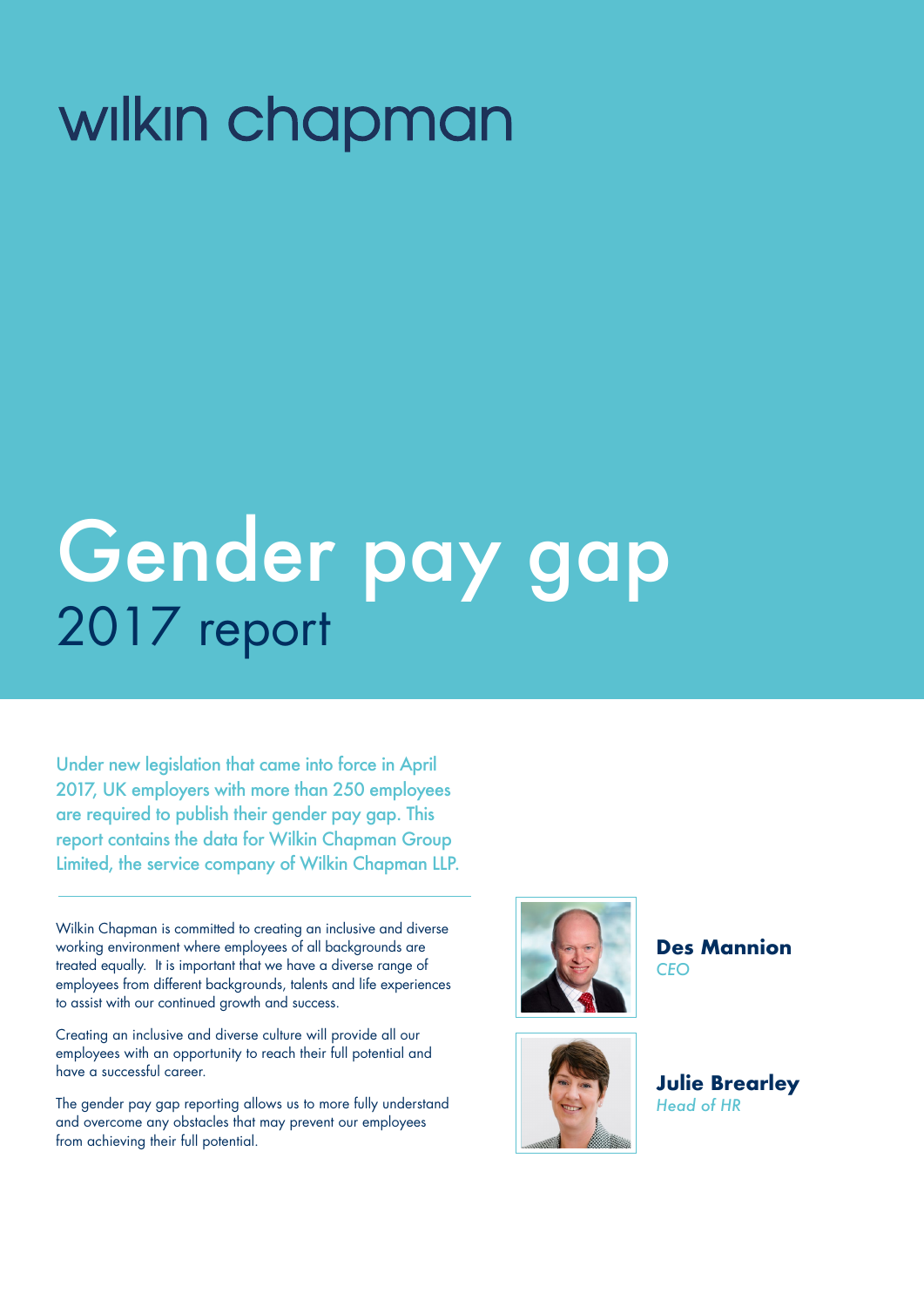wilkin chapman

# Gender pay gap

## 2017 report

Under new legislation that came into force in April 2017, UK employers with more than 250 employees are required to publish their gender pay gap. This report contains the data for Wilkin Chapman Group Limited, the service company of Wilkin Chapman LLP.

---

Wilkin Chapman is committed to creating an inclusive and diverse working environment where employees of all backgrounds are treated equally. It is important that we have a diverse range of employees from different backgrounds, talents and life experiences to assist with our continued growth and success.

Creating an inclusive and diverse culture will provide all our employees with an opportunity to reach their full potential and have a successful career.

The gender pay gap reporting allows us to more fully understand and overcome any obstacles that may prevent our employees from achieving their full potential.

**Des Mannion**
*CEO*

**Julie Brearley**
*Head of HR*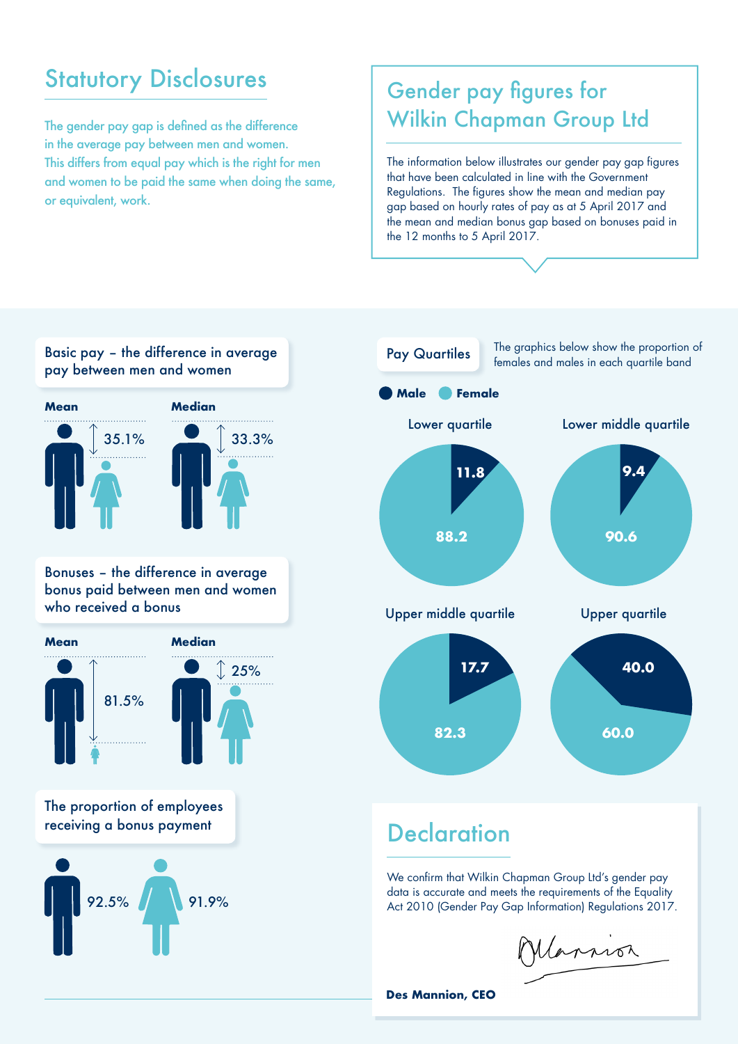## Statutory Disclosures

The gender pay gap is defined as the difference in the average pay between men and women. This differs from equal pay which is the right for men and women to be paid the same when doing the same, or equivalent, work.

## Gender pay figures for Wilkin Chapman Group Ltd

The information below illustrates our gender pay gap figures that have been calculated in line with the Government Regulations. The figures show the mean and median pay gap based on hourly rates of pay as at 5 April 2017 and the mean and median bonus gap based on bonuses paid in the 12 months to 5 April 2017.

### Basic pay – the difference in average pay between men and women

**Mean**

35.1%

**Median**

33.3%

### Bonuses – the difference in average bonus paid between men and women who received a bonus

**Mean**

81.5%

**Median**

25%

### The proportion of employees receiving a bonus payment

Male: 92.5%

Female: 91.9%

### Pay Quartiles

The graphics below show the proportion of females and males in each quartile band

**Male** **Female**

| Quartile | Male | Female |
|---|---|---|
| Lower quartile | 11.8 | 88.2 |
| Lower middle quartile | 9.4 | 90.6 |
| Upper middle quartile | 17.7 | 82.3 |
| Upper quartile | 40.0 | 60.0 |

## Declaration

We confirm that Wilkin Chapman Group Ltd's gender pay data is accurate and meets the requirements of the Equality Act 2010 (Gender Pay Gap Information) Regulations 2017.

**Des Mannion, CEO**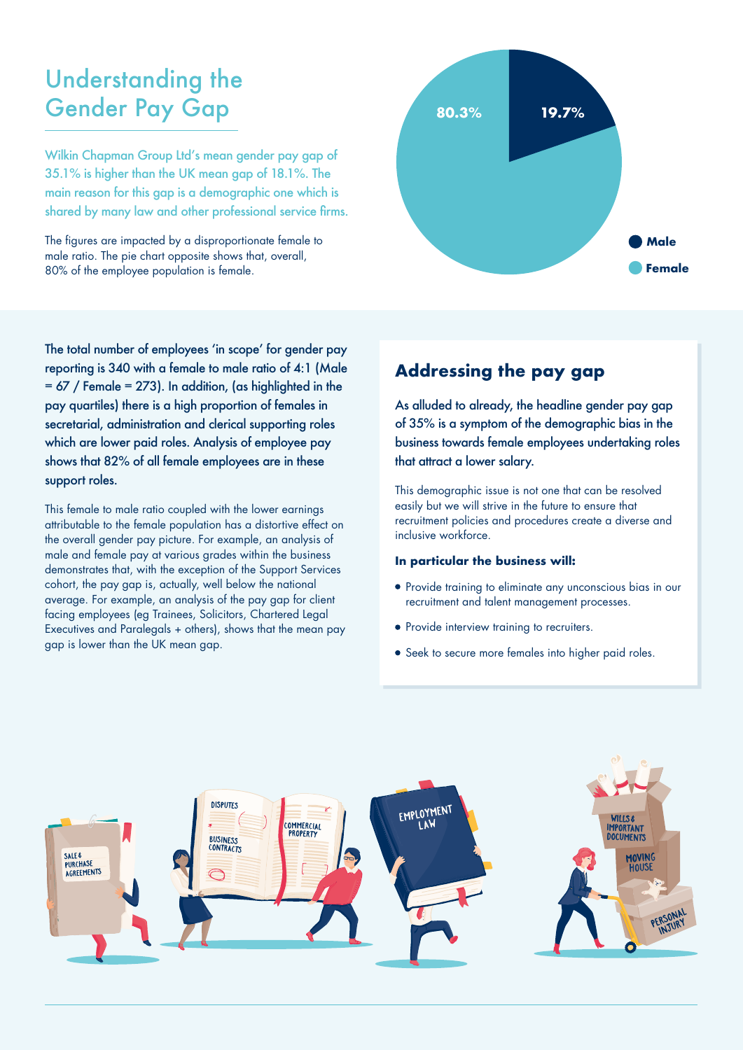# Understanding the Gender Pay Gap

Wilkin Chapman Group Ltd's mean gender pay gap of 35.1% is higher than the UK mean gap of 18.1%. The main reason for this gap is a demographic one which is shared by many law and other professional service firms.

The figures are impacted by a disproportionate female to male ratio. The pie chart opposite shows that, overall, 80% of the employee population is female.

80.3%

19.7%

Male

Female

**The total number of employees 'in scope' for gender pay reporting is 340 with a female to male ratio of 4:1 (Male = 67 / Female = 273). In addition, (as highlighted in the pay quartiles) there is a high proportion of females in secretarial, administration and clerical supporting roles which are lower paid roles. Analysis of employee pay shows that 82% of all female employees are in these support roles.**

This female to male ratio coupled with the lower earnings attributable to the female population has a distortive effect on the overall gender pay picture. For example, an analysis of male and female pay at various grades within the business demonstrates that, with the exception of the Support Services cohort, the pay gap is, actually, well below the national average. For example, an analysis of the pay gap for client facing employees (eg Trainees, Solicitors, Chartered Legal Executives and Paralegals + others), shows that the mean pay gap is lower than the UK mean gap.

## Addressing the pay gap

As alluded to already, the headline gender pay gap of 35% is a symptom of the demographic bias in the business towards female employees undertaking roles that attract a lower salary.

This demographic issue is not one that can be resolved easily but we will strive in the future to ensure that recruitment policies and procedures create a diverse and inclusive workforce.

**In particular the business will:**

- Provide training to eliminate any unconscious bias in our recruitment and talent management processes.
- Provide interview training to recruiters.
- Seek to secure more females into higher paid roles.